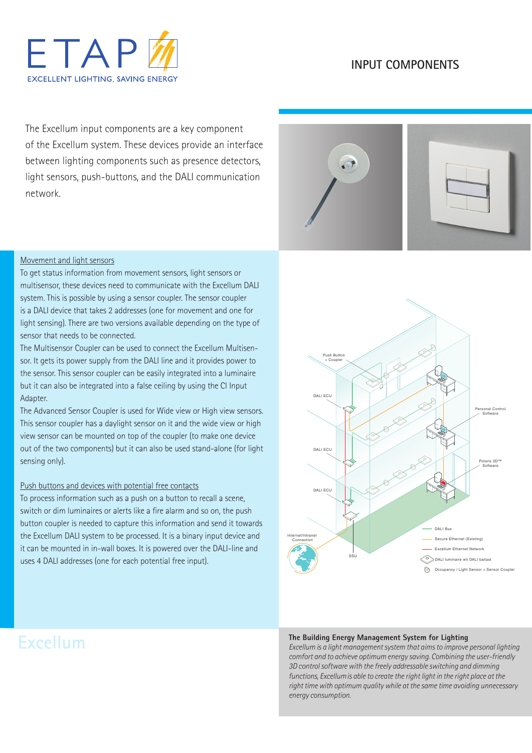ETAP

EXCELLENT LIGHTING, SAVING ENERGY

# INPUT COMPONENTS

The Excellum input components are a key component of the Excellum system. These devices provide an interface between lighting components such as presence detectors, light sensors, push-buttons, and the DALI communication network.

## Movement and light sensors

To get status information from movement sensors, light sensors or multisensor, these devices need to communicate with the Excellum DALI system. This is possible by using a sensor coupler. The sensor coupler is a DALI device that takes 2 addresses (one for movement and one for light sensing). There are two versions available depending on the type of sensor that needs to be connected.

The Multisensor Coupler can be used to connect the Excellum Multisensor. It gets its power supply from the DALI line and it provides power to the sensor. This sensor coupler can be easily integrated into a luminaire but it can also be integrated into a false ceiling by using the CI Input Adapter.

The Advanced Sensor Coupler is used for Wide view or High view sensors. This sensor coupler has a daylight sensor on it and the wide view or high view sensor can be mounted on top of the coupler (to make one device out of the two components) but it can also be used stand-alone (for light sensing only).

## Push buttons and devices with potential free contacts

To process information such as a push on a button to recall a scene, switch or dim luminaires or alerts like a fire alarm and so on, the push button coupler is needed to capture this information and send it towards the Excellum DALI system to be processed. It is a binary input device and it can be mounted in in-wall boxes. It is powered over the DALI-line and uses 4 DALI addresses (one for each potential free input).

Push Button + Coupler

DALI ECU

DALI ECU

DALI ECU

Personal Control Software

Polaris 3D™ Software

Internet/Intranet Connection

SSU

DALI Bus

Secure Ethernet (Existing)

Excellum Ethernet Network

DALI luminaire wit DALI ballast

Occupancy / Light Sensor + Sensor Coupler

Excellum

**The Building Energy Management System for Lighting**

*Excellum is a light management system that aims to improve personal lighting comfort and to achieve optimum energy saving. Combining the user-friendly 3D control software with the freely addressable switching and dimming functions, Excellum is able to create the right light in the right place at the right time with optimum quality while at the same time avoiding unnecessary energy consumption.*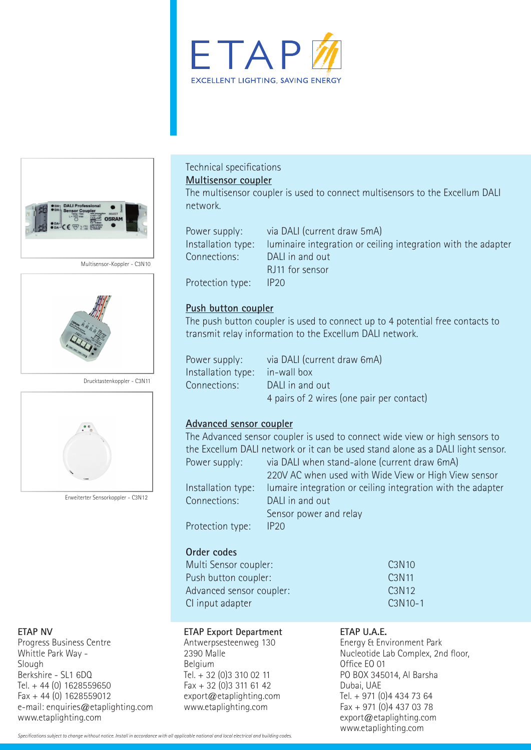ETAP

EXCELLENT LIGHTING, SAVING ENERGY

Multisensor-Koppler - C3N10

Drucktastenkoppler - C3N11

Erweiterter Sensorkoppler - C3N12

Technical specifications

## Multisensor coupler

The multisensor coupler is used to connect multisensors to the Excellum DALI network.

| | |
|---|---|
| Power supply: | via DALI (current draw 5mA) |
| Installation type: | luminaire integration or ceiling integration with the adapter |
| Connections: | DALI in and out |
| | RJ11 for sensor |
| Protection type: | IP20 |

## Push button coupler

The push button coupler is used to connect up to 4 potential free contacts to transmit relay information to the Excellum DALI network.

| | |
|---|---|
| Power supply: | via DALI (current draw 6mA) |
| Installation type: | in-wall box |
| Connections: | DALI in and out |
| | 4 pairs of 2 wires (one pair per contact) |

## Advanced sensor coupler

The Advanced sensor coupler is used to connect wide view or high sensors to the Excellum DALI network or it can be used stand alone as a DALI light sensor.

| | |
|---|---|
| Power supply: | via DALI when stand-alone (current draw 6mA) |
| | 220V AC when used with Wide View or High View sensor |
| Installation type: | lumaire integration or ceiling integration with the adapter |
| Connections: | DALI in and out |
| | Sensor power and relay |
| Protection type: | IP20 |

## Order codes

| | |
|---|---|
| Multi Sensor coupler: | C3N10 |
| Push button coupler: | C3N11 |
| Advanced sensor coupler: | C3N12 |
| CI input adapter | C3N10-1 |

**ETAP NV**
Progress Business Centre
Whittle Park Way -
Slough
Berkshire - SL1 6DQ
Tel. + 44 (0) 1628559650
Fax + 44 (0) 1628559012
e-mail: enquiries@etaplighting.com
www.etaplighting.com

**ETAP Export Department**
Antwerpsesteenweg 130
2390 Malle
Belgium
Tel. + 32 (0)3 310 02 11
Fax + 32 (0)3 311 61 42
export@etaplighting.com
www.etaplighting.com

**ETAP U.A.E.**
Energy & Environment Park
Nucleotide Lab Complex, 2nd floor,
Office EO 01
PO BOX 345014, Al Barsha
Dubai, UAE
Tel. + 971 (0)4 434 73 64
Fax + 971 (0)4 437 03 78
export@etaplighting.com
www.etaplighting.com

*Specifications subject to change without notice. Install in accordance with all applicable national and local electrical and building codes.*